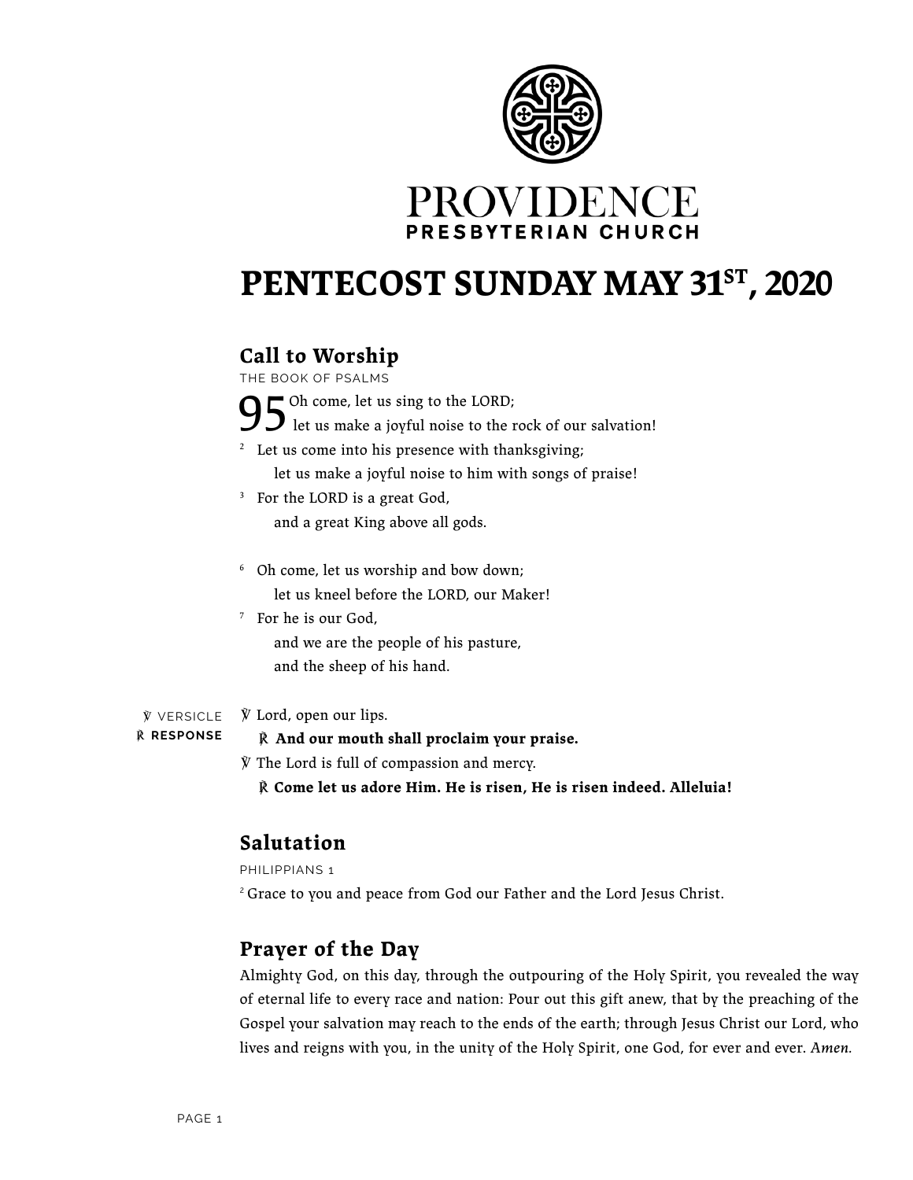PROVIDENCE
**PRESBYTERIAN CHURCH**

# PENTECOST SUNDAY MAY 31ST, 2020

## Call to Worship

THE BOOK OF PSALMS

**95** Oh come, let us sing to the LORD;
let us make a joyful noise to the rock of our salvation!
[2] Let us come into his presence with thanksgiving;
let us make a joyful noise to him with songs of praise!
[3] For the LORD is a great God,
and a great King above all gods.

[6] Oh come, let us worship and bow down;
let us kneel before the LORD, our Maker!
[7] For he is our God,
and we are the people of his pasture,
and the sheep of his hand.

℣ VERSICLE
℟ **RESPONSE**

℣ Lord, open our lips.
℟ **And our mouth shall proclaim your praise.**
℣ The Lord is full of compassion and mercy.
℟ **Come let us adore Him. He is risen, He is risen indeed. Alleluia!**

## Salutation

PHILIPPIANS 1

[2] Grace to you and peace from God our Father and the Lord Jesus Christ.

## Prayer of the Day

Almighty God, on this day, through the outpouring of the Holy Spirit, you revealed the way of eternal life to every race and nation: Pour out this gift anew, that by the preaching of the Gospel your salvation may reach to the ends of the earth; through Jesus Christ our Lord, who lives and reigns with you, in the unity of the Holy Spirit, one God, for ever and ever. *Amen.*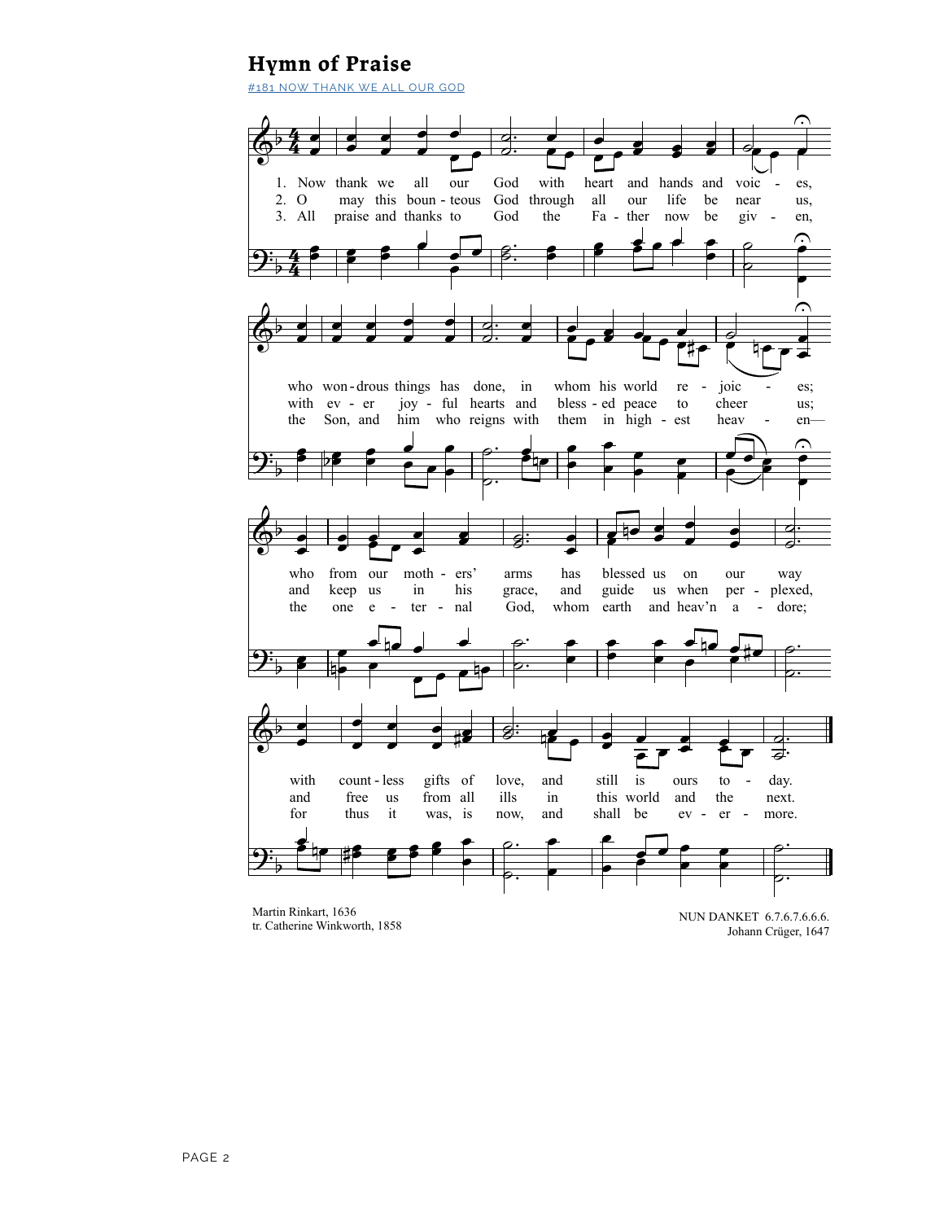## Hymn of Praise

#181 NOW THANK WE ALL OUR GOD

1. Now thank we all our God with heart and hands and voic - es, who won-drous things has done, in whom his world re - joic - es; who from our moth - ers' arms has blessed us on our way with count - less gifts of love, and still is ours to - day.

2. O may this boun - teous God through all our life be near us, with ev - er joy - ful hearts and bless - ed peace to cheer us; and keep us in his grace, and guide us when per - plexed, and free us from all ills in this world and the next.

3. All praise and thanks to God the Fa - ther now be giv - en, the Son, and him who reigns with them in high - est heav - en— the one e - ter - nal God, whom earth and heav'n a - dore; for thus it was, is now, and shall be ev - er - more.

Martin Rinkart, 1636
tr. Catherine Winkworth, 1858

NUN DANKET 6.7.6.7.6.6.6.6.
Johann Crüger, 1647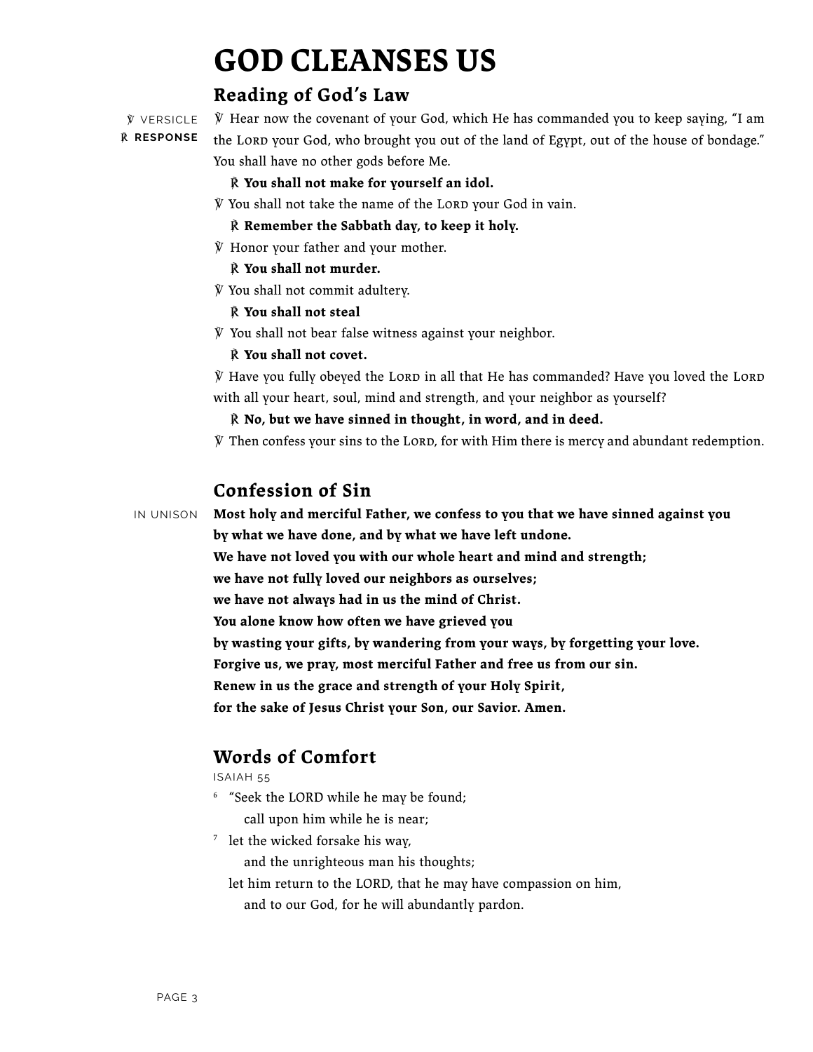# GOD CLEANSES US

## Reading of God's Law

℣ VERSICLE
℟ **RESPONSE**

℣ Hear now the covenant of your God, which He has commanded you to keep saying, "I am the LORD your God, who brought you out of the land of Egypt, out of the house of bondage." You shall have no other gods before Me.

℟ **You shall not make for yourself an idol.**

℣ You shall not take the name of the LORD your God in vain.

℟ **Remember the Sabbath day, to keep it holy.**

℣ Honor your father and your mother.

℟ **You shall not murder.**

℣ You shall not commit adultery.

℟ **You shall not steal**

℣ You shall not bear false witness against your neighbor.

℟ **You shall not covet.**

℣ Have you fully obeyed the LORD in all that He has commanded? Have you loved the LORD with all your heart, soul, mind and strength, and your neighbor as yourself?

℟ **No, but we have sinned in thought, in word, and in deed.**

℣ Then confess your sins to the LORD, for with Him there is mercy and abundant redemption.

## Confession of Sin

IN UNISON

**Most holy and merciful Father, we confess to you that we have sinned against you**
**by what we have done, and by what we have left undone.**
**We have not loved you with our whole heart and mind and strength;**
**we have not fully loved our neighbors as ourselves;**
**we have not always had in us the mind of Christ.**
**You alone know how often we have grieved you**
**by wasting your gifts, by wandering from your ways, by forgetting your love.**
**Forgive us, we pray, most merciful Father and free us from our sin.**
**Renew in us the grace and strength of your Holy Spirit,**
**for the sake of Jesus Christ your Son, our Savior. Amen.**

## Words of Comfort

ISAIAH 55

[6] "Seek the LORD while he may be found;
call upon him while he is near;
[7] let the wicked forsake his way,
and the unrighteous man his thoughts;
let him return to the LORD, that he may have compassion on him,
and to our God, for he will abundantly pardon.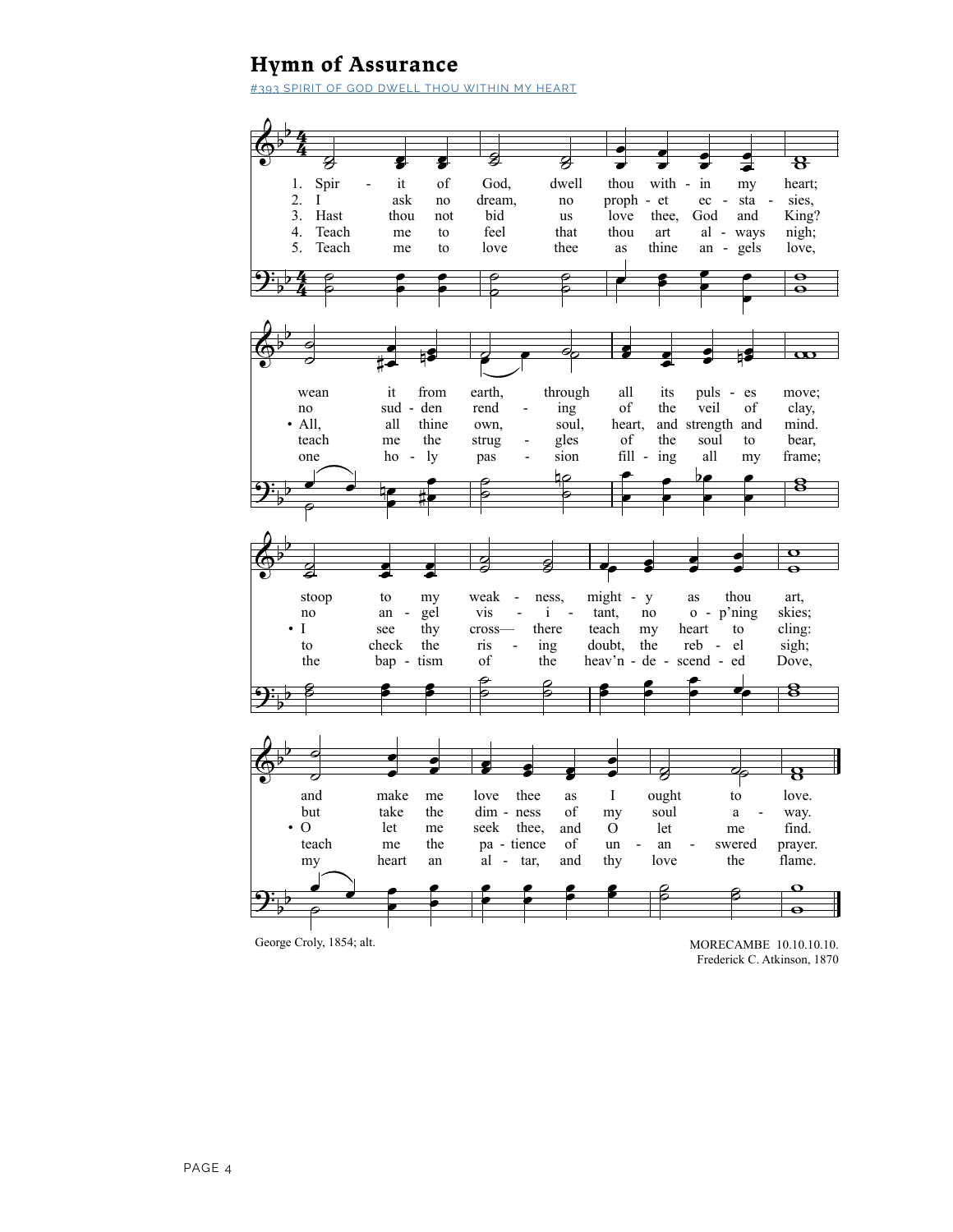## Hymn of Assurance

#393 SPIRIT OF GOD DWELL THOU WITHIN MY HEART

1. Spirit of God, dwell thou within my heart; wean it from earth, through all its pulses move; stoop to my weakness, mighty as thou art, and make me love thee as I ought to love.

2. I ask no dream, no prophet ecstasies, no sudden rending of the veil of clay, no angel visitant, no op'ning skies; but take the dimness of my soul away.

3. Hast thou not bid us love thee, God and King? All, all thine own, soul, heart, and strength and mind. I see thy cross— there teach my heart to cling: O let me seek thee, and O let me find.

4. Teach me to feel that thou art always nigh; teach me the struggles of the soul to bear, to check the rising doubt, the rebel sigh; teach me the patience of unanswered prayer.

5. Teach me to love thee as thine angels love, one holy passion filling all my frame; the baptism of the heav'n-descended Dove, my heart an altar, and thy love the flame.

George Croly, 1854; alt.

MORECAMBE 10.10.10.10.
Frederick C. Atkinson, 1870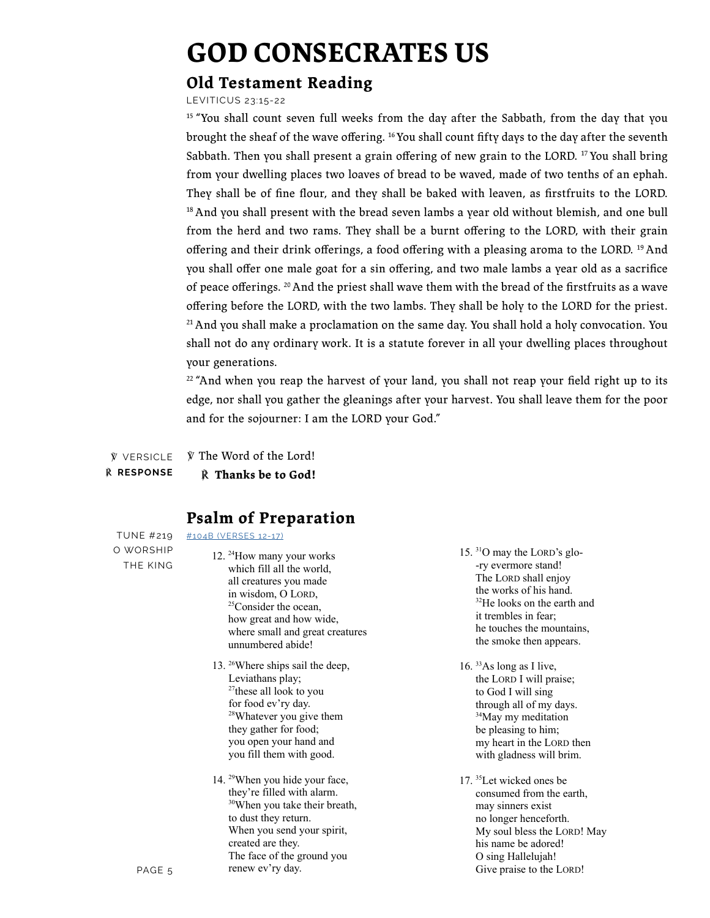# GOD CONSECRATES US

## Old Testament Reading

LEVITICUS 23:15-22

[15] "You shall count seven full weeks from the day after the Sabbath, from the day that you brought the sheaf of the wave offering. [16] You shall count fifty days to the day after the seventh Sabbath. Then you shall present a grain offering of new grain to the LORD. [17] You shall bring from your dwelling places two loaves of bread to be waved, made of two tenths of an ephah. They shall be of fine flour, and they shall be baked with leaven, as firstfruits to the LORD. [18] And you shall present with the bread seven lambs a year old without blemish, and one bull from the herd and two rams. They shall be a burnt offering to the LORD, with their grain offering and their drink offerings, a food offering with a pleasing aroma to the LORD. [19] And you shall offer one male goat for a sin offering, and two male lambs a year old as a sacrifice of peace offerings. [20] And the priest shall wave them with the bread of the firstfruits as a wave offering before the LORD, with the two lambs. They shall be holy to the LORD for the priest. [21] And you shall make a proclamation on the same day. You shall hold a holy convocation. You shall not do any ordinary work. It is a statute forever in all your dwelling places throughout your generations.

[22] "And when you reap the harvest of your land, you shall not reap your field right up to its edge, nor shall you gather the gleanings after your harvest. You shall leave them for the poor and for the sojourner: I am the LORD your God."

℣ VERSICLE
℟ **RESPONSE**

℣ The Word of the Lord!
℟ **Thanks be to God!**

## Psalm of Preparation

TUNE #219 O WORSHIP THE KING

#104B (VERSES 12-17)

12. [24]How many your works
which fill all the world,
all creatures you made
in wisdom, O LORD,
[25]Consider the ocean,
how great and how wide,
where small and great creatures
unnumbered abide!

13. [26]Where ships sail the deep,
Leviathans play;
[27]these all look to you
for food ev'ry day.
[28]Whatever you give them
they gather for food;
you open your hand and
you fill them with good.

14. [29]When you hide your face,
they're filled with alarm.
[30]When you take their breath,
to dust they return.
When you send your spirit,
created are they.
The face of the ground you
renew ev'ry day.

15. [31]O may the LORD's glo-
-ry evermore stand!
The LORD shall enjoy
the works of his hand.
[32]He looks on the earth and
it trembles in fear;
he touches the mountains,
the smoke then appears.

16. [33]As long as I live,
the LORD I will praise;
to God I will sing
through all of my days.
[34]May my meditation
be pleasing to him;
my heart in the LORD then
with gladness will brim.

17. [35]Let wicked ones be
consumed from the earth,
may sinners exist
no longer henceforth.
My soul bless the LORD! May
his name be adored!
O sing Hallelujah!
Give praise to the LORD!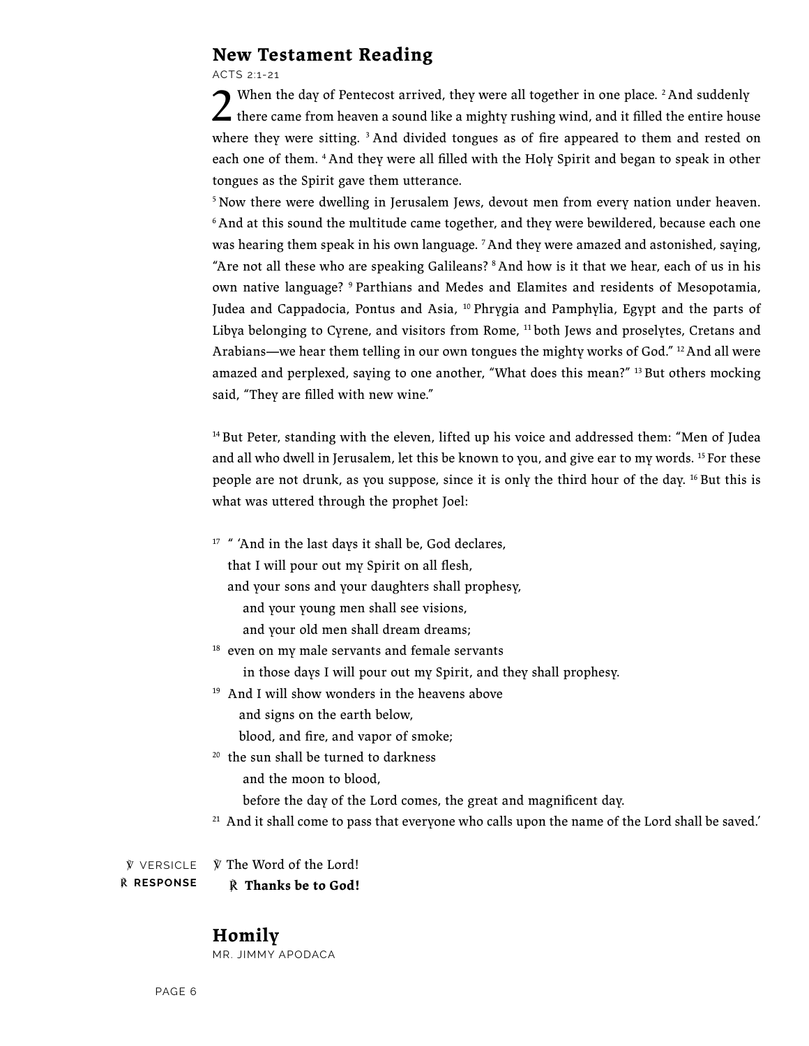## New Testament Reading

ACTS 2:1-21

2 When the day of Pentecost arrived, they were all together in one place. [2] And suddenly there came from heaven a sound like a mighty rushing wind, and it filled the entire house where they were sitting. [3] And divided tongues as of fire appeared to them and rested on each one of them. [4] And they were all filled with the Holy Spirit and began to speak in other tongues as the Spirit gave them utterance.

[5] Now there were dwelling in Jerusalem Jews, devout men from every nation under heaven. [6] And at this sound the multitude came together, and they were bewildered, because each one was hearing them speak in his own language. [7] And they were amazed and astonished, saying, "Are not all these who are speaking Galileans? [8] And how is it that we hear, each of us in his own native language? [9] Parthians and Medes and Elamites and residents of Mesopotamia, Judea and Cappadocia, Pontus and Asia, [10] Phrygia and Pamphylia, Egypt and the parts of Libya belonging to Cyrene, and visitors from Rome, [11] both Jews and proselytes, Cretans and Arabians—we hear them telling in our own tongues the mighty works of God." [12] And all were amazed and perplexed, saying to one another, "What does this mean?" [13] But others mocking said, "They are filled with new wine."

[14] But Peter, standing with the eleven, lifted up his voice and addressed them: "Men of Judea and all who dwell in Jerusalem, let this be known to you, and give ear to my words. [15] For these people are not drunk, as you suppose, since it is only the third hour of the day. [16] But this is what was uttered through the prophet Joel:

[17] " 'And in the last days it shall be, God declares,
that I will pour out my Spirit on all flesh,
and your sons and your daughters shall prophesy,
and your young men shall see visions,
and your old men shall dream dreams;
[18] even on my male servants and female servants
in those days I will pour out my Spirit, and they shall prophesy.
[19] And I will show wonders in the heavens above
and signs on the earth below,
blood, and fire, and vapor of smoke;
[20] the sun shall be turned to darkness
and the moon to blood,
before the day of the Lord comes, the great and magnificent day.
[21] And it shall come to pass that everyone who calls upon the name of the Lord shall be saved.'

℣ VERSICLE ℣ The Word of the Lord!
℟ **RESPONSE** ℟ **Thanks be to God!**

## Homily

MR. JIMMY APODACA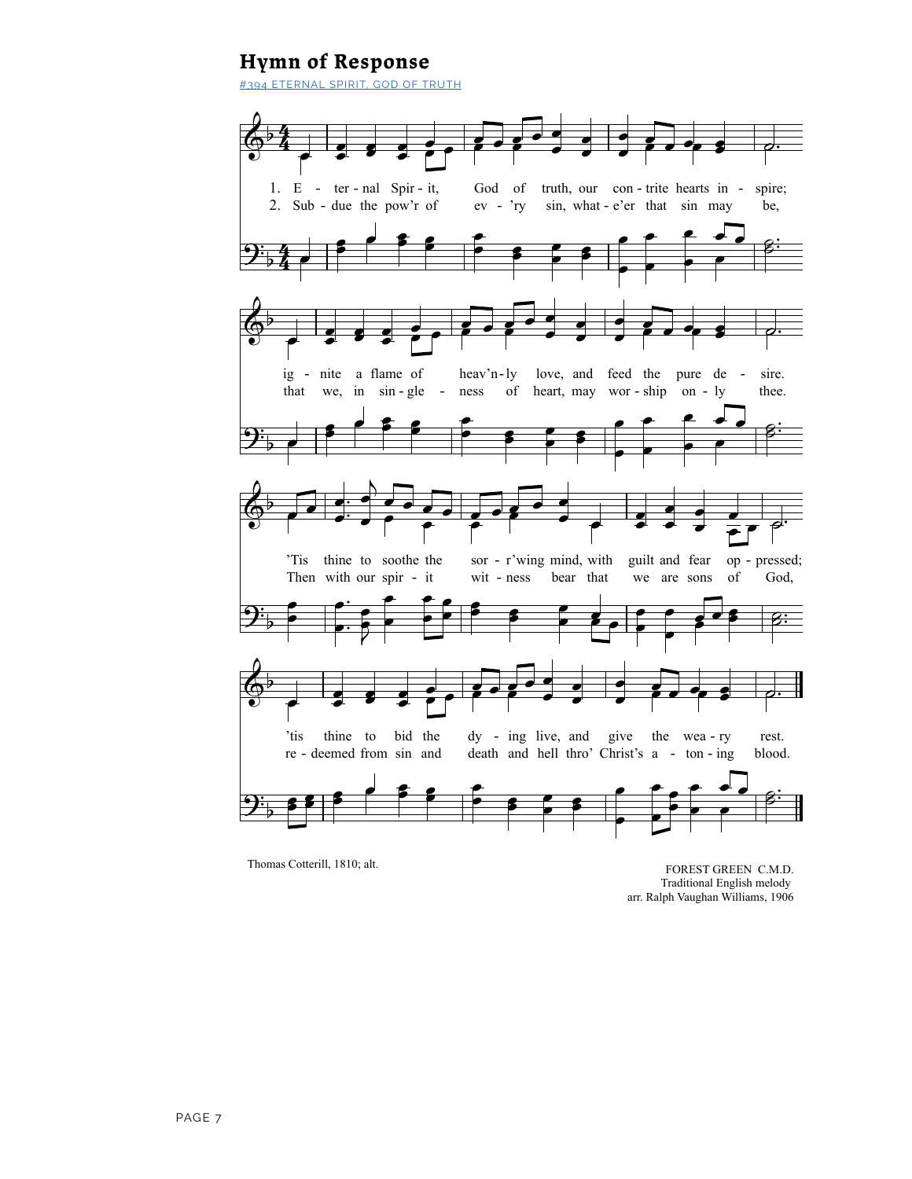## Hymn of Response

#394 ETERNAL SPIRIT, GOD OF TRUTH

1. E - ter - nal Spir - it, God of truth, our con - trite hearts in - spire;
ig - nite a flame of heav'n - ly love, and feed the pure de - sire.
'Tis thine to soothe the sor - r'wing mind, with guilt and fear op - pressed;
'tis thine to bid the dy - ing live, and give the wea - ry rest.

2. Sub - due the pow'r of ev - 'ry sin, what - e'er that sin may be,
that we, in sin - gle - ness of heart, may wor - ship on - ly thee.
Then with our spir - it wit - ness bear that we are sons of God,
re - deemed from sin and death and hell thro' Christ's a - ton - ing blood.

Thomas Cotterill, 1810; alt.

FOREST GREEN C.M.D.
Traditional English melody
arr. Ralph Vaughan Williams, 1906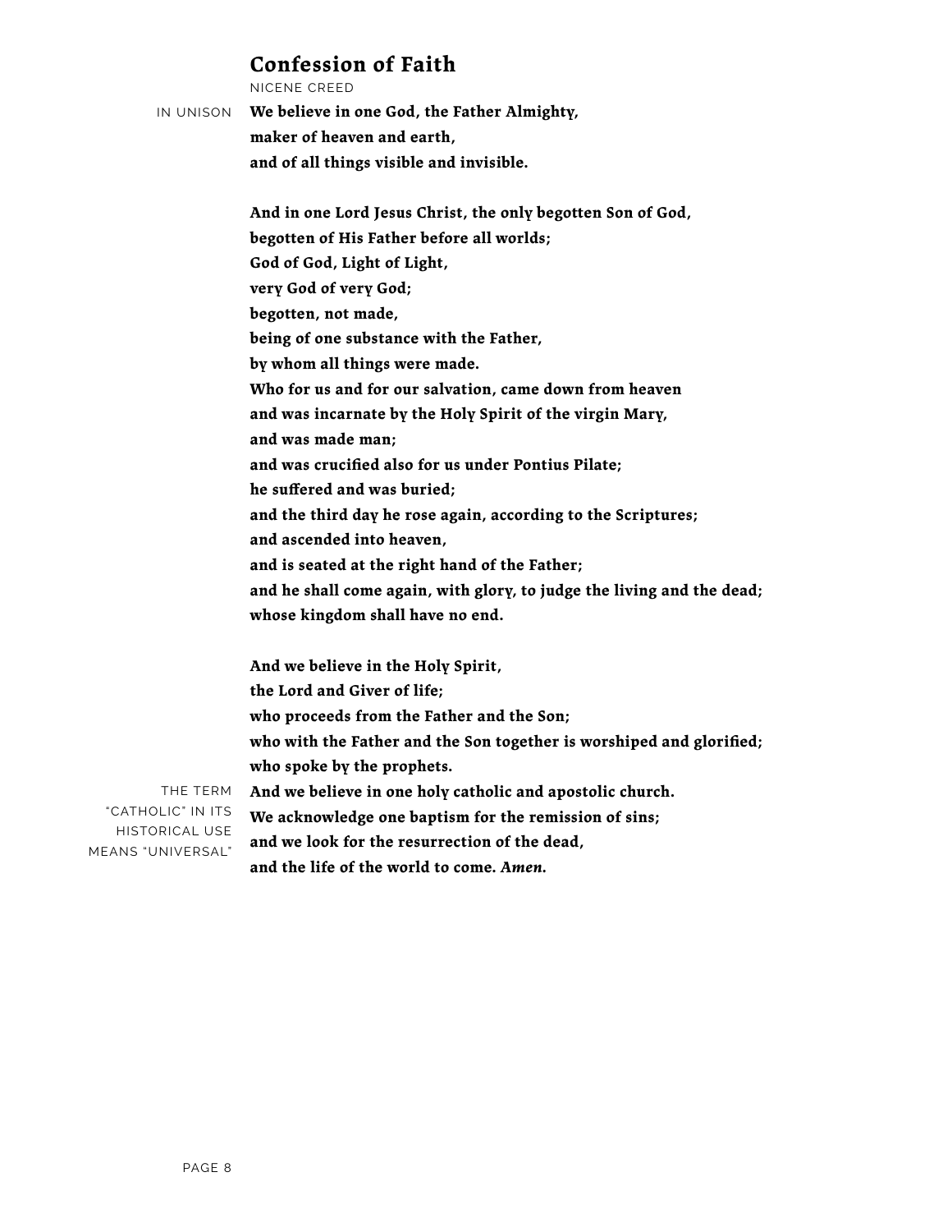## Confession of Faith

NICENE CREED

IN UNISON

**We believe in one God, the Father Almighty,**
**maker of heaven and earth,**
**and of all things visible and invisible.**

**And in one Lord Jesus Christ, the only begotten Son of God,**
**begotten of His Father before all worlds;**
**God of God, Light of Light,**
**very God of very God;**
**begotten, not made,**
**being of one substance with the Father,**
**by whom all things were made.**
**Who for us and for our salvation, came down from heaven**
**and was incarnate by the Holy Spirit of the virgin Mary,**
**and was made man;**
**and was crucified also for us under Pontius Pilate;**
**he suffered and was buried;**
**and the third day he rose again, according to the Scriptures;**
**and ascended into heaven,**
**and is seated at the right hand of the Father;**
**and he shall come again, with glory, to judge the living and the dead;**
**whose kingdom shall have no end.**

**And we believe in the Holy Spirit,**
**the Lord and Giver of life;**
**who proceeds from the Father and the Son;**
**who with the Father and the Son together is worshiped and glorified;**
**who spoke by the prophets.**
**And we believe in one holy catholic and apostolic church.**
**We acknowledge one baptism for the remission of sins;**
**and we look for the resurrection of the dead,**
**and the life of the world to come. *Amen.***

THE TERM "CATHOLIC" IN ITS HISTORICAL USE MEANS "UNIVERSAL"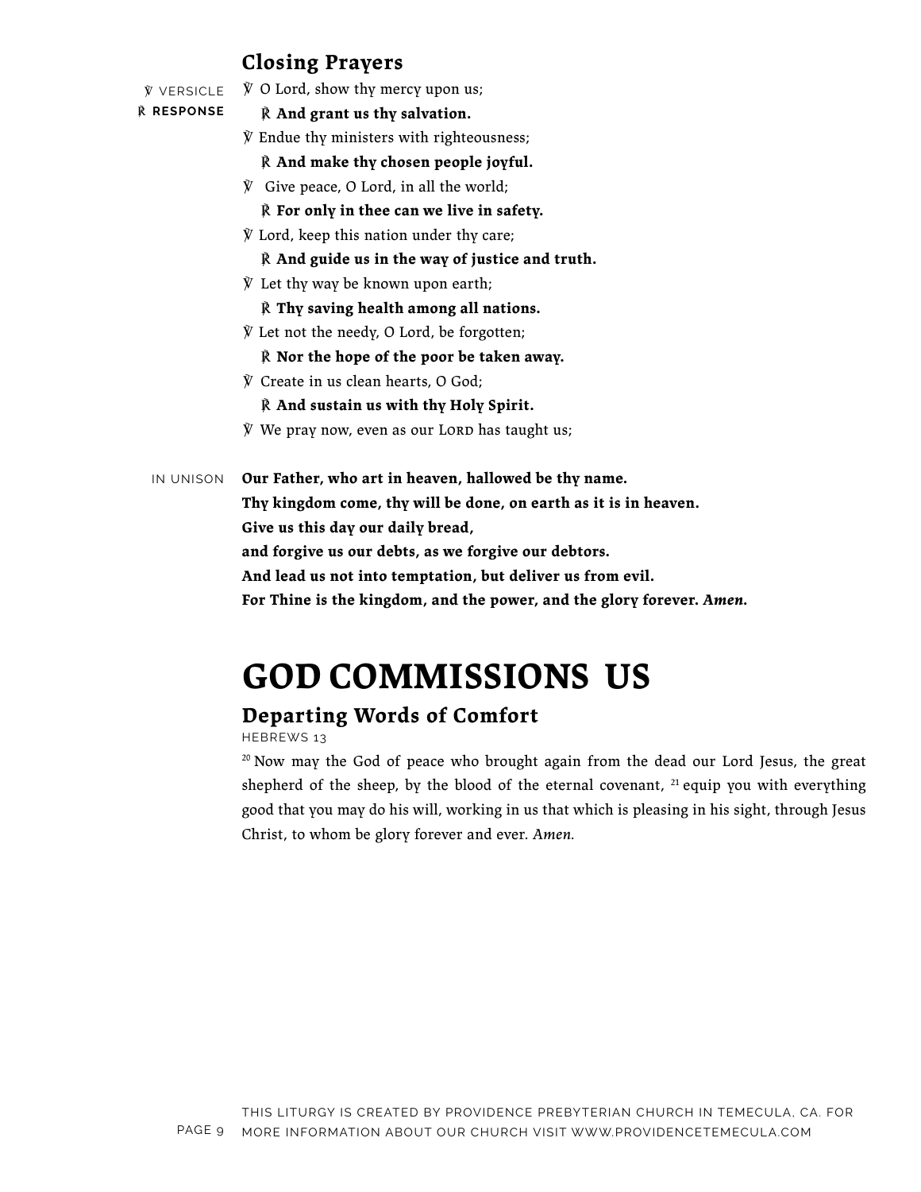## Closing Prayers

℣ VERSICLE
℟ **RESPONSE**

℣ O Lord, show thy mercy upon us;
℟ **And grant us thy salvation.**
℣ Endue thy ministers with righteousness;
℟ **And make thy chosen people joyful.**
℣ Give peace, O Lord, in all the world;
℟ **For only in thee can we live in safety.**
℣ Lord, keep this nation under thy care;
℟ **And guide us in the way of justice and truth.**
℣ Let thy way be known upon earth;
℟ **Thy saving health among all nations.**
℣ Let not the needy, O Lord, be forgotten;
℟ **Nor the hope of the poor be taken away.**
℣ Create in us clean hearts, O God;
℟ **And sustain us with thy Holy Spirit.**
℣ We pray now, even as our LORD has taught us;

IN UNISON

**Our Father, who art in heaven, hallowed be thy name.**
**Thy kingdom come, thy will be done, on earth as it is in heaven.**
**Give us this day our daily bread,**
**and forgive us our debts, as we forgive our debtors.**
**And lead us not into temptation, but deliver us from evil.**
**For Thine is the kingdom, and the power, and the glory forever. *Amen.***

# GOD COMMISSIONS US

## Departing Words of Comfort

HEBREWS 13

[20] Now may the God of peace who brought again from the dead our Lord Jesus, the great shepherd of the sheep, by the blood of the eternal covenant, [21] equip you with everything good that you may do his will, working in us that which is pleasing in his sight, through Jesus Christ, to whom be glory forever and ever. *Amen.*

THIS LITURGY IS CREATED BY PROVIDENCE PREBYTERIAN CHURCH IN TEMECULA, CA. FOR MORE INFORMATION ABOUT OUR CHURCH VISIT WWW.PROVIDENCETEMECULA.COM